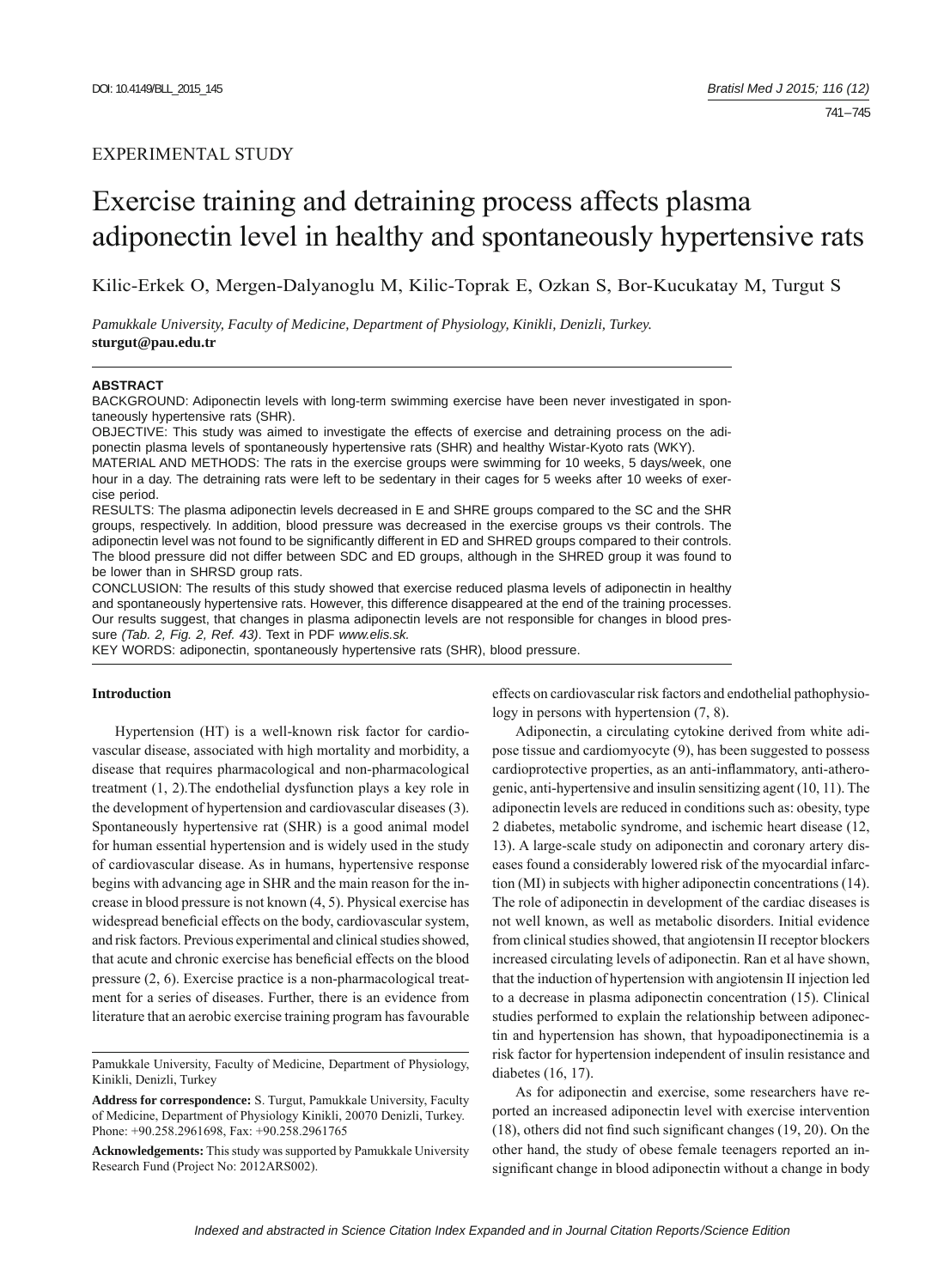EXPERIMENTAL STUDY

# Exercise training and detraining process affects plasma adiponectin level in healthy and spontaneously hypertensive rats

Kilic-Erkek O, Mergen-Dalyanoglu M, Kilic-Toprak E, Ozkan S, Bor-Kucukatay M, Turgut S

*Pamukkale University, Faculty of Medicine, Department of Physiology, Kinikli, Denizli, Turkey.*
**sturgut@pau.edu.tr**

**ABSTRACT**

BACKGROUND: Adiponectin levels with long-term swimming exercise have been never investigated in spontaneously hypertensive rats (SHR).

OBJECTIVE: This study was aimed to investigate the effects of exercise and detraining process on the adiponectin plasma levels of spontaneously hypertensive rats (SHR) and healthy Wistar-Kyoto rats (WKY).

MATERIAL AND METHODS: The rats in the exercise groups were swimming for 10 weeks, 5 days/week, one hour in a day. The detraining rats were left to be sedentary in their cages for 5 weeks after 10 weeks of exercise period.

RESULTS: The plasma adiponectin levels decreased in E and SHRE groups compared to the SC and the SHR groups, respectively. In addition, blood pressure was decreased in the exercise groups vs their controls. The adiponectin level was not found to be significantly different in ED and SHRED groups compared to their controls. The blood pressure did not differ between SDC and ED groups, although in the SHRED group it was found to be lower than in SHRSD group rats.

CONCLUSION: The results of this study showed that exercise reduced plasma levels of adiponectin in healthy and spontaneously hypertensive rats. However, this difference disappeared at the end of the training processes. Our results suggest, that changes in plasma adiponectin levels are not responsible for changes in blood pressure *(Tab. 2, Fig. 2, Ref. 43)*. Text in PDF *www.elis.sk.*

KEY WORDS: adiponectin, spontaneously hypertensive rats (SHR), blood pressure.

## Introduction

Hypertension (HT) is a well-known risk factor for cardiovascular disease, associated with high mortality and morbidity, a disease that requires pharmacological and non-pharmacological treatment (1, 2).The endothelial dysfunction plays a key role in the development of hypertension and cardiovascular diseases (3). Spontaneously hypertensive rat (SHR) is a good animal model for human essential hypertension and is widely used in the study of cardiovascular disease. As in humans, hypertensive response begins with advancing age in SHR and the main reason for the increase in blood pressure is not known (4, 5). Physical exercise has widespread beneficial effects on the body, cardiovascular system, and risk factors. Previous experimental and clinical studies showed, that acute and chronic exercise has beneficial effects on the blood pressure (2, 6). Exercise practice is a non-pharmacological treatment for a series of diseases. Further, there is an evidence from literature that an aerobic exercise training program has favourable effects on cardiovascular risk factors and endothelial pathophysiology in persons with hypertension (7, 8).

Adiponectin, a circulating cytokine derived from white adipose tissue and cardiomyocyte (9), has been suggested to possess cardioprotective properties, as an anti-inflammatory, anti-atherogenic, anti-hypertensive and insulin sensitizing agent (10, 11). The adiponectin levels are reduced in conditions such as: obesity, type 2 diabetes, metabolic syndrome, and ischemic heart disease (12, 13). A large-scale study on adiponectin and coronary artery diseases found a considerably lowered risk of the myocardial infarction (MI) in subjects with higher adiponectin concentrations (14). The role of adiponectin in development of the cardiac diseases is not well known, as well as metabolic disorders. Initial evidence from clinical studies showed, that angiotensin II receptor blockers increased circulating levels of adiponectin. Ran et al have shown, that the induction of hypertension with angiotensin II injection led to a decrease in plasma adiponectin concentration (15). Clinical studies performed to explain the relationship between adiponectin and hypertension has shown, that hypoadiponectinemia is a risk factor for hypertension independent of insulin resistance and diabetes (16, 17).

As for adiponectin and exercise, some researchers have reported an increased adiponectin level with exercise intervention (18), others did not find such significant changes (19, 20). On the other hand, the study of obese female teenagers reported an insignificant change in blood adiponectin without a change in body

Pamukkale University, Faculty of Medicine, Department of Physiology, Kinikli, Denizli, Turkey

**Address for correspondence:** S. Turgut, Pamukkale University, Faculty of Medicine, Department of Physiology Kinikli, 20070 Denizli, Turkey. Phone: +90.258.2961698, Fax: +90.258.2961765

**Acknowledgements:** This study was supported by Pamukkale University Research Fund (Project No: 2012ARS002).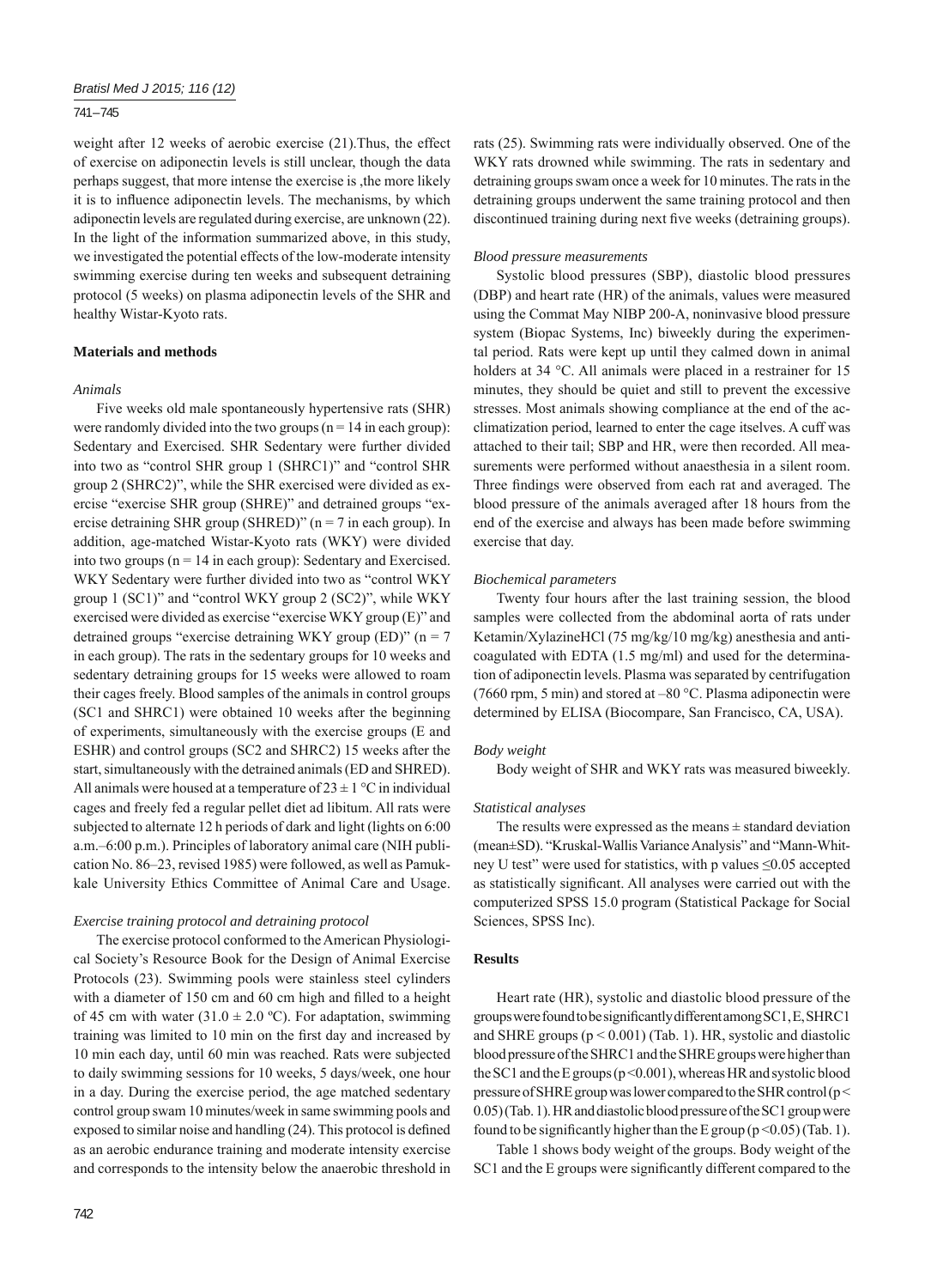weight after 12 weeks of aerobic exercise (21).Thus, the effect of exercise on adiponectin levels is still unclear, though the data perhaps suggest, that more intense the exercise is ,the more likely it is to influence adiponectin levels. The mechanisms, by which adiponectin levels are regulated during exercise, are unknown (22). In the light of the information summarized above, in this study, we investigated the potential effects of the low-moderate intensity swimming exercise during ten weeks and subsequent detraining protocol (5 weeks) on plasma adiponectin levels of the SHR and healthy Wistar-Kyoto rats.

## Materials and methods

### *Animals*

Five weeks old male spontaneously hypertensive rats (SHR) were randomly divided into the two groups (n = 14 in each group): Sedentary and Exercised. SHR Sedentary were further divided into two as "control SHR group 1 (SHRC1)" and "control SHR group 2 (SHRC2)", while the SHR exercised were divided as exercise "exercise SHR group (SHRE)" and detrained groups "exercise detraining SHR group (SHRED)" (n = 7 in each group). In addition, age-matched Wistar-Kyoto rats (WKY) were divided into two groups (n = 14 in each group): Sedentary and Exercised. WKY Sedentary were further divided into two as "control WKY group 1 (SC1)" and "control WKY group 2 (SC2)", while WKY exercised were divided as exercise "exercise WKY group (E)" and detrained groups "exercise detraining WKY group (ED)" (n = 7 in each group). The rats in the sedentary groups for 10 weeks and sedentary detraining groups for 15 weeks were allowed to roam their cages freely. Blood samples of the animals in control groups (SC1 and SHRC1) were obtained 10 weeks after the beginning of experiments, simultaneously with the exercise groups (E and ESHR) and control groups (SC2 and SHRC2) 15 weeks after the start, simultaneously with the detrained animals (ED and SHRED). All animals were housed at a temperature of 23 ± 1 °C in individual cages and freely fed a regular pellet diet ad libitum. All rats were subjected to alternate 12 h periods of dark and light (lights on 6:00 a.m.–6:00 p.m.). Principles of laboratory animal care (NIH publication No. 86–23, revised 1985) were followed, as well as Pamukkale University Ethics Committee of Animal Care and Usage.

### *Exercise training protocol and detraining protocol*

The exercise protocol conformed to the American Physiological Society's Resource Book for the Design of Animal Exercise Protocols (23). Swimming pools were stainless steel cylinders with a diameter of 150 cm and 60 cm high and filled to a height of 45 cm with water (31.0 ± 2.0 ºC). For adaptation, swimming training was limited to 10 min on the first day and increased by 10 min each day, until 60 min was reached. Rats were subjected to daily swimming sessions for 10 weeks, 5 days/week, one hour in a day. During the exercise period, the age matched sedentary control group swam 10 minutes/week in same swimming pools and exposed to similar noise and handling (24). This protocol is defined as an aerobic endurance training and moderate intensity exercise and corresponds to the intensity below the anaerobic threshold in rats (25). Swimming rats were individually observed. One of the WKY rats drowned while swimming. The rats in sedentary and detraining groups swam once a week for 10 minutes. The rats in the detraining groups underwent the same training protocol and then discontinued training during next five weeks (detraining groups).

### *Blood pressure measurements*

Systolic blood pressures (SBP), diastolic blood pressures (DBP) and heart rate (HR) of the animals, values were measured using the Commat May NIBP 200-A, noninvasive blood pressure system (Biopac Systems, Inc) biweekly during the experimental period. Rats were kept up until they calmed down in animal holders at 34 °C. All animals were placed in a restrainer for 15 minutes, they should be quiet and still to prevent the excessive stresses. Most animals showing compliance at the end of the acclimatization period, learned to enter the cage itselves. A cuff was attached to their tail; SBP and HR, were then recorded. All measurements were performed without anaesthesia in a silent room. Three findings were observed from each rat and averaged. The blood pressure of the animals averaged after 18 hours from the end of the exercise and always has been made before swimming exercise that day.

### *Biochemical parameters*

Twenty four hours after the last training session, the blood samples were collected from the abdominal aorta of rats under Ketamin/XylazineHCl (75 mg/kg/10 mg/kg) anesthesia and anticoagulated with EDTA (1.5 mg/ml) and used for the determination of adiponectin levels. Plasma was separated by centrifugation (7660 rpm, 5 min) and stored at –80 °C. Plasma adiponectin were determined by ELISA (Biocompare, San Francisco, CA, USA).

### *Body weight*

Body weight of SHR and WKY rats was measured biweekly.

### *Statistical analyses*

The results were expressed as the means ± standard deviation (mean±SD). "Kruskal-Wallis Variance Analysis" and "Mann-Whitney U test" were used for statistics, with p values ≤0.05 accepted as statistically significant. All analyses were carried out with the computerized SPSS 15.0 program (Statistical Package for Social Sciences, SPSS Inc).

## Results

Heart rate (HR), systolic and diastolic blood pressure of the groups were found to be significantly different among SC1, E, SHRC1 and SHRE groups ($p < 0.001$) (Tab. 1). HR, systolic and diastolic blood pressure of the SHRC1 and the SHRE groups were higher than the SC1 and the E groups ($p < 0.001$), whereas HR and systolic blood pressure of SHRE group was lower compared to the SHR control ($p < 0.05$) (Tab. 1). HR and diastolic blood pressure of the SC1 group were found to be significantly higher than the E group ($p < 0.05$) (Tab. 1).

Table 1 shows body weight of the groups. Body weight of the SC1 and the E groups were significantly different compared to the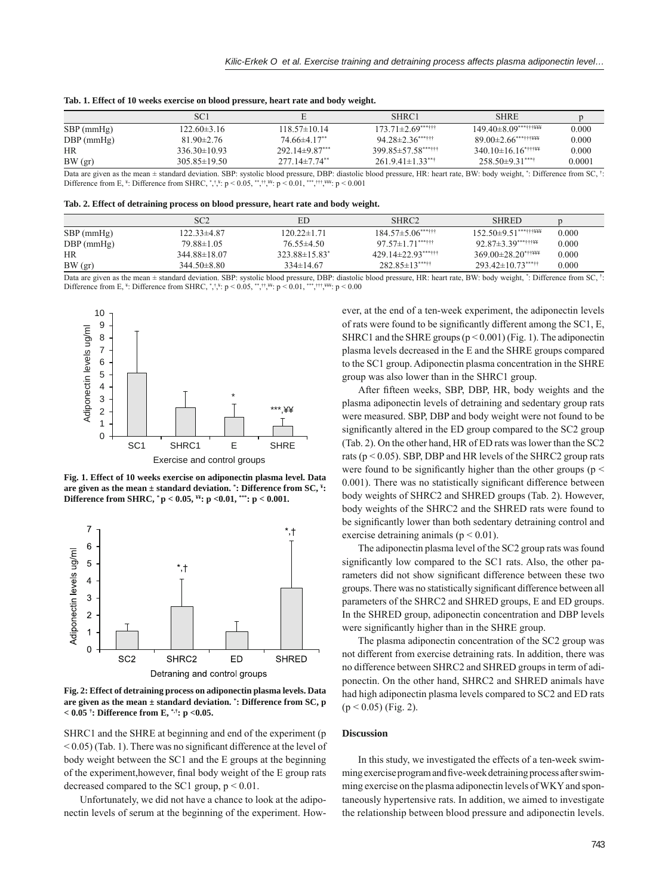**Tab. 1. Effect of 10 weeks exercise on blood pressure, heart rate and body weight.**

| | SC1 | E | SHRC1 | SHRE | p |
|---|---|---|---|---|---|
| SBP (mmHg) | 122.60±3.16 | 118.57±10.14 | 173.71±2.69***††† | 149.40±8.09***†††¥¥¥ | 0.000 |
| DBP (mmHg) | 81.90±2.76 | 74.66±4.17** | 94.28±2.36***††† | 89.00±2.66***†††¥¥¥ | 0.000 |
| HR | 336.30±10.93 | 292.14±9.87*** | 399.85±57.58***††† | 340.10±16.16*†††¥¥ | 0.000 |
| BW (gr) | 305.85±19.50 | 277.14±7.74** | 261.9.41±1.33**† | 258.50±9.31***† | 0.0001 |

Data are given as the mean ± standard deviation. SBP: systolic blood pressure, DBP: diastolic blood pressure, HR: heart rate, BW: body weight, *: Difference from SC, †: Difference from E, ¥: Difference from SHRC, *,†,¥: p < 0.05, **,††,¥¥: p < 0.01, ***,†††,¥¥¥: p < 0.001

**Tab. 2. Effect of detraining process on blood pressure, heart rate and body weight.**

| | SC2 | ED | SHRC2 | SHRED | p |
|---|---|---|---|---|---|
| SBP (mmHg) | 122.33±4.87 | 120.22±1.71 | 184.57±5.06***††† | 152.50±9.51***†††¥¥¥ | 0.000 |
| DBP (mmHg) | 79.88±1.05 | 76.55±4.50 | 97.57±1.71***††† | 92.87±3.39***†††¥¥ | 0.000 |
| HR | 344.88±18.07 | 323.88±15.83* | 429.14±22.93***††† | 369.00±28.20*††¥¥¥ | 0.000 |
| BW (gr) | 344.50±8.80 | 334±14.67 | 282.85±13***†† | 293.42±10.73***†† | 0.000 |

Data are given as the mean ± standard deviation. SBP: systolic blood pressure, DBP: diastolic blood pressure, HR: heart rate, BW: body weight, *: Difference from SC, †: Difference from E, ¥: Difference from SHRC, *,†,¥: p < 0.05, **,††,¥¥: p < 0.01, ***,†††,¥¥¥: p < 0.00

**Fig. 1. Effect of 10 weeks exercise on adiponectin plasma level. Data are given as the mean ± standard deviation. *: Difference from SC, ¥: Difference from SHRC, * p < 0.05, ¥¥: p <0.01, ***: p < 0.001.**

**Fig. 2: Effect of detraining process on adiponectin plasma levels. Data are given as the mean ± standard deviation. *: Difference from SC, p < 0.05 †: Difference from E, *,†: p <0.05.**

SHRC1 and the SHRE at beginning and end of the experiment ($p < 0.05$) (Tab. 1). There was no significant difference at the level of body weight between the SC1 and the E groups at the beginning of the experiment,however, final body weight of the E group rats decreased compared to the SC1 group, $p < 0.01$.

Unfortunately, we did not have a chance to look at the adiponectin levels of serum at the beginning of the experiment. However, at the end of a ten-week experiment, the adiponectin levels of rats were found to be significantly different among the SC1, E, SHRC1 and the SHRE groups ($p < 0.001$) (Fig. 1). The adiponectin plasma levels decreased in the E and the SHRE groups compared to the SC1 group. Adiponectin plasma concentration in the SHRE group was also lower than in the SHRC1 group.

After fifteen weeks, SBP, DBP, HR, body weights and the plasma adiponectin levels of detraining and sedentary group rats were measured. SBP, DBP and body weight were not found to be significantly altered in the ED group compared to the SC2 group (Tab. 2). On the other hand, HR of ED rats was lower than the SC2 rats ($p < 0.05$). SBP, DBP and HR levels of the SHRC2 group rats were found to be significantly higher than the other groups ($p < 0.001$). There was no statistically significant difference between body weights of SHRC2 and SHRED groups (Tab. 2). However, body weights of the SHRC2 and the SHRED rats were found to be significantly lower than both sedentary detraining control and exercise detraining animals ($p < 0.01$).

The adiponectin plasma level of the SC2 group rats was found significantly low compared to the SC1 rats. Also, the other parameters did not show significant difference between these two groups. There was no statistically significant difference between all parameters of the SHRC2 and SHRED groups, E and ED groups. In the SHRED group, adiponectin concentration and DBP levels were significantly higher than in the SHRE group.

The plasma adiponectin concentration of the SC2 group was not different from exercise detraining rats. In addition, there was no difference between SHRC2 and SHRED groups in term of adiponectin. On the other hand, SHRC2 and SHRED animals have had high adiponectin plasma levels compared to SC2 and ED rats ($p < 0.05$) (Fig. 2).

## Discussion

In this study, we investigated the effects of a ten-week swimming exercise program and five-week detraining process after swimming exercise on the plasma adiponectin levels of WKY and spontaneously hypertensive rats. In addition, we aimed to investigate the relationship between blood pressure and adiponectin levels.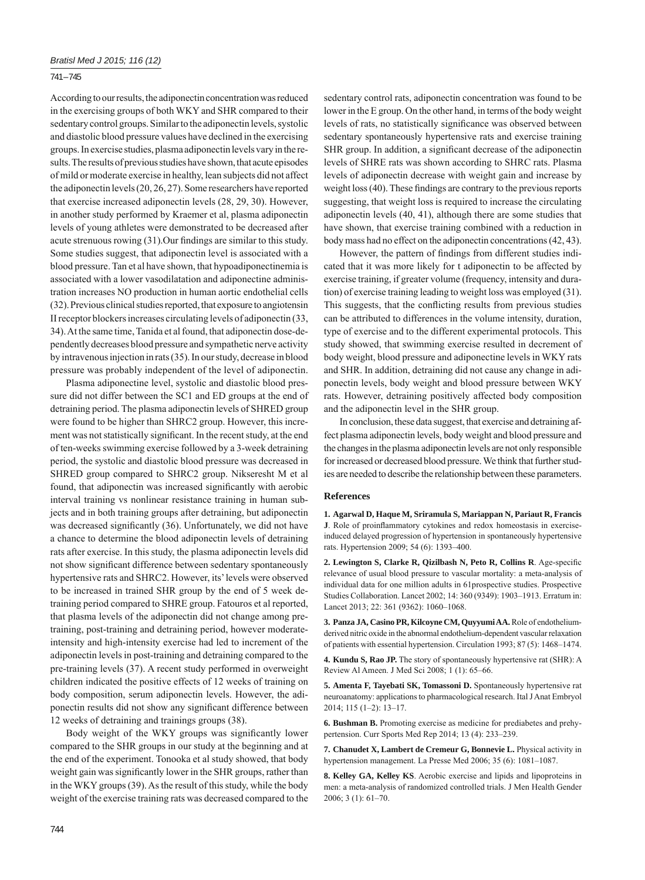According to our results, the adiponectin concentration was reduced in the exercising groups of both WKY and SHR compared to their sedentary control groups. Similar to the adiponectin levels, systolic and diastolic blood pressure values have declined in the exercising groups. In exercise studies, plasma adiponectin levels vary in the results. The results of previous studies have shown, that acute episodes of mild or moderate exercise in healthy, lean subjects did not affect the adiponectin levels (20, 26, 27). Some researchers have reported that exercise increased adiponectin levels (28, 29, 30). However, in another study performed by Kraemer et al, plasma adiponectin levels of young athletes were demonstrated to be decreased after acute strenuous rowing (31).Our findings are similar to this study. Some studies suggest, that adiponectin level is associated with a blood pressure. Tan et al have shown, that hypoadiponectinemia is associated with a lower vasodilatation and adiponectine administration increases NO production in human aortic endothelial cells (32). Previous clinical studies reported, that exposure to angiotensin II receptor blockers increases circulating levels of adiponectin (33, 34). At the same time, Tanida et al found, that adiponectin dose-dependently decreases blood pressure and sympathetic nerve activity by intravenous injection in rats (35). In our study, decrease in blood pressure was probably independent of the level of adiponectin.

Plasma adiponectine level, systolic and diastolic blood pressure did not differ between the SC1 and ED groups at the end of detraining period. The plasma adiponectin levels of SHRED group were found to be higher than SHRC2 group. However, this increment was not statistically significant. In the recent study, at the end of ten-weeks swimming exercise followed by a 3-week detraining period, the systolic and diastolic blood pressure was decreased in SHRED group compared to SHRC2 group. Nikseresht M et al found, that adiponectin was increased significantly with aerobic interval training vs nonlinear resistance training in human subjects and in both training groups after detraining, but adiponectin was decreased significantly (36). Unfortunately, we did not have a chance to determine the blood adiponectin levels of detraining rats after exercise. In this study, the plasma adiponectin levels did not show significant difference between sedentary spontaneously hypertensive rats and SHRC2. However, its' levels were observed to be increased in trained SHR group by the end of 5 week detraining period compared to SHRE group. Fatouros et al reported, that plasma levels of the adiponectin did not change among pre-training, post-training and detraining period, however moderate-intensity and high-intensity exercise had led to increment of the adiponectin levels in post-training and detraining compared to the pre-training levels (37). A recent study performed in overweight children indicated the positive effects of 12 weeks of training on body composition, serum adiponectin levels. However, the adiponectin results did not show any significant difference between 12 weeks of detraining and trainings groups (38).

Body weight of the WKY groups was significantly lower compared to the SHR groups in our study at the beginning and at the end of the experiment. Tonooka et al study showed, that body weight gain was significantly lower in the SHR groups, rather than in the WKY groups (39). As the result of this study, while the body weight of the exercise training rats was decreased compared to the sedentary control rats, adiponectin concentration was found to be lower in the E group. On the other hand, in terms of the body weight levels of rats, no statistically significance was observed between sedentary spontaneously hypertensive rats and exercise training SHR group. In addition, a significant decrease of the adiponectin levels of SHRE rats was shown according to SHRC rats. Plasma levels of adiponectin decrease with weight gain and increase by weight loss (40). These findings are contrary to the previous reports suggesting, that weight loss is required to increase the circulating adiponectin levels (40, 41), although there are some studies that have shown, that exercise training combined with a reduction in body mass had no effect on the adiponectin concentrations (42, 43).

However, the pattern of findings from different studies indicated that it was more likely for t adiponectin to be affected by exercise training, if greater volume (frequency, intensity and duration) of exercise training leading to weight loss was employed (31). This suggests, that the conflicting results from previous studies can be attributed to differences in the volume intensity, duration, type of exercise and to the different experimental protocols. This study showed, that swimming exercise resulted in decrement of body weight, blood pressure and adiponectine levels in WKY rats and SHR. In addition, detraining did not cause any change in adiponectin levels, body weight and blood pressure between WKY rats. However, detraining positively affected body composition and the adiponectin level in the SHR group.

In conclusion, these data suggest, that exercise and detraining affect plasma adiponectin levels, body weight and blood pressure and the changes in the plasma adiponectin levels are not only responsible for increased or decreased blood pressure. We think that further studies are needed to describe the relationship between these parameters.

## References

1. **Agarwal D, Haque M, Sriramula S, Mariappan N, Pariaut R, Francis J**. Role of proinflammatory cytokines and redox homeostasis in exercise-induced delayed progression of hypertension in spontaneously hypertensive rats. Hypertension 2009; 54 (6): 1393–400.

2. **Lewington S, Clarke R, Qizilbash N, Peto R, Collins R**. Age-specific relevance of usual blood pressure to vascular mortality: a meta-analysis of individual data for one million adults in 61prospective studies. Prospective Studies Collaboration. Lancet 2002; 14: 360 (9349): 1903–1913. Erratum in: Lancet 2013; 22: 361 (9362): 1060–1068.

3. **Panza JA, Casino PR, Kilcoyne CM, Quyyumi AA.** Role of endothelium-derived nitric oxide in the abnormal endothelium-dependent vascular relaxation of patients with essential hypertension. Circulation 1993; 87 (5): 1468–1474.

4. **Kundu S, Rao JP.** The story of spontaneously hypertensive rat (SHR): A Review Al Ameen. J Med Sci 2008; 1 (1): 65–66.

5. **Amenta F, Tayebati SK, Tomassoni D.** Spontaneously hypertensive rat neuroanatomy: applications to pharmacological research. Ital J Anat Embryol 2014; 115 (1–2): 13–17.

6. **Bushman B.** Promoting exercise as medicine for prediabetes and prehypertension. Curr Sports Med Rep 2014; 13 (4): 233–239.

7. **Chanudet X, Lambert de Cremeur G, Bonnevie L.** Physical activity in hypertension management. La Presse Med 2006; 35 (6): 1081–1087.

8. **Kelley GA, Kelley KS**. Aerobic exercise and lipids and lipoproteins in men: a meta-analysis of randomized controlled trials. J Men Health Gender 2006; 3 (1): 61–70.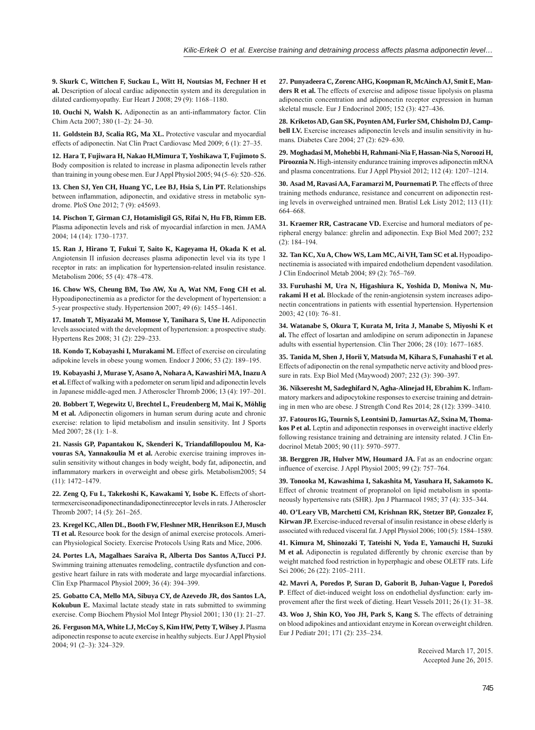**9. Skurk C, Wittchen F, Suckau L, Witt H, Noutsias M, Fechner H et al.** Description of alocal cardiac adiponectin system and its deregulation in dilated cardiomyopathy. Eur Heart J 2008; 29 (9): 1168–1180.

**10. Ouchi N, Walsh K.** Adiponectin as an anti-inflammatory factor. Clin Chim Acta 2007; 380 (1–2): 24–30.

**11. Goldstein BJ, Scalia RG, Ma XL.** Protective vascular and myocardial effects of adiponectin. Nat Clin Pract Cardiovasc Med 2009; 6 (1): 27–35.

**12. Hara T, Fujiwara H, Nakao H,Mimura T, Yoshikawa T, Fujimoto S.** Body composition is related to increase in plasma adiponectin levels rather than training in young obese men. Eur J Appl Physiol 2005; 94 (5–6): 520–526.

**13. Chen SJ, Yen CH, Huang YC, Lee BJ, Hsia S, Lin PT.** Relationships between inflammation, adiponectin, and oxidative stress in metabolic syndrome. PloS One 2012; 7 (9): e45693.

**14. Pischon T, Girman CJ, Hotamisligil GS, Rifai N, Hu FB, Rimm EB.** Plasma adiponectin levels and risk of myocardial infarction in men. JAMA 2004; 14 (14): 1730–1737.

**15. Ran J, Hirano T, Fukui T, Saito K, Kageyama H, Okada K et al.** Angiotensin II infusion decreases plasma adiponectin level via its type 1 receptor in rats: an implication for hypertension-related insulin resistance. Metabolism 2006; 55 (4): 478–478.

**16. Chow WS, Cheung BM, Tso AW, Xu A, Wat NM, Fong CH et al.** Hypoadiponectinemia as a predictor for the development of hypertension: a 5-year prospective study. Hypertension 2007; 49 (6): 1455–1461.

**17. Imatoh T, Miyazaki M, Momose Y, Tanihara S, Une H.** Adiponectin levels associated with the development of hypertension: a prospective study. Hypertens Res 2008; 31 (2): 229–233.

**18. Kondo T, Kobayashi I, Murakami M.** Effect of exercise on circulating adipokine levels in obese young women. Endocr J 2006; 53 (2): 189–195.

**19. Kobayashi J, Murase Y, Asano A, Nohara A, Kawashiri MA, Inazu A et al.** Effect of walking with a pedometer on serum lipid and adiponectin levels in Japanese middle-aged men. J Atheroscler Thromb 2006; 13 (4): 197–201.

**20. Bobbert T, Wegewitz U, Brechtel L, Freudenberg M, Mai K, Möhlig M et al.** Adiponectin oligomers in human serum during acute and chronic exercise: relation to lipid metabolism and insulin sensitivity. Int J Sports Med 2007; 28 (1): 1–8.

**21. Nassis GP, Papantakou K, Skenderi K, Triandafillopoulou M, Kavouras SA, Yannakoulia M et al.** Aerobic exercise training improves insulin sensitivity without changes in body weight, body fat, adiponectin, and inflammatory markers in overweight and obese girls. Metabolism2005; 54 (11): 1472–1479.

**22. Zeng Q, Fu L, Takekoshi K, Kawakami Y, Isobe K.** Effects of shorttermexerciseonadiponectinandadiponectinreceptor levels in rats. J Atheroscler Thromb 2007; 14 (5): 261–265.

**23. Kregel KC, Allen DL, Booth FW, Fleshner MR, Henrikson EJ, Musch TI et al.** Resource book for the design of animal exercise protocols. American Physiological Society. Exercise Protocols Using Rats and Mice, 2006.

**24. Portes LA, Magalhaes Saraiva R, Alberta Dos Santos A,Tucci PJ.** Swimming training attenuates remodeling, contractile dysfunction and congestive heart failure in rats with moderate and large myocardial infarctions. Clin Exp Pharmacol Physiol 2009; 36 (4): 394–399.

**25. Gobatto CA, Mello MA, Sibuya CY, de Azevedo JR, dos Santos LA, Kokubun E.** Maximal lactate steady state in rats submitted to swimming exercise. Comp Biochem Physiol Mol Integr Physiol 2001; 130 (1): 21–27.

**26. Ferguson MA, White LJ, McCoy S, Kim HW, Petty T, Wilsey J.** Plasma adiponectin response to acute exercise in healthy subjects. Eur J Appl Physiol 2004; 91 (2–3): 324–329.

**27. Punyadeera C, Zorenc AHG, Koopman R, McAinch AJ, Smit E, Manders R et al.** The effects of exercise and adipose tissue lipolysis on plasma adiponectin concentration and adiponectin receptor expression in human skeletal muscle. Eur J Endocrinol 2005; 152 (3): 427–436.

**28. Kriketos AD, Gan SK, Poynten AM, Furler SM, Chisholm DJ, Campbell LV.** Exercise increases adiponectin levels and insulin sensitivity in humans. Diabetes Care 2004; 27 (2): 629–630.

**29. Moghadasi M, Mohebbi H, Rahmani-Nia F, Hassan-Nia S, Noroozi H, Pirooznia N.** High-intensity endurance training improves adiponectin mRNA and plasma concentrations. Eur J Appl Physiol 2012; 112 (4): 1207–1214.

**30. Asad M, Ravasi AA, Faramarzi M, Pournemati P.** The effects of three training methods endurance, resistance and concurrent on adiponectin resting levels in overweighed untrained men. Bratisl Lek Listy 2012; 113 (11): 664–668.

**31. Kraemer RR, Castracane VD.** Exercise and humoral mediators of peripheral energy balance: ghrelin and adiponectin. Exp Biol Med 2007; 232 (2): 184–194.

**32. Tan KC, Xu A, Chow WS, Lam MC, Ai VH, Tam SC et al.** Hypoadiponectinemia is associated with impaired endothelium dependent vasodilation. J Clin Endocrinol Metab 2004; 89 (2): 765–769.

**33. Furuhashi M, Ura N, Higashiura K, Yoshida D, Moniwa N, Murakami H et al.** Blockade of the renin-angiotensin system increases adiponectin concentrations in patients with essential hypertension. Hypertension 2003; 42 (10): 76–81.

**34. Watanabe S, Okura T, Kurata M, Irita J, Manabe S, Miyoshi K et al.** The effect of losartan and amlodipine on serum adiponectin in Japanese adults with essential hypertension. Clin Ther 2006; 28 (10): 1677–1685.

**35. Tanida M, Shen J, Horii Y, Matsuda M, Kihara S, Funahashi T et al.** Effects of adiponectin on the renal sympathetic nerve activity and blood pressure in rats. Exp Biol Med (Maywood) 2007; 232 (3): 390–397.

**36. Nikseresht M, Sadeghifard N, Agha-Alinejad H, Ebrahim K.** Inflammatory markers and adipocytokine responses to exercise training and detraining in men who are obese. J Strength Cond Res 2014; 28 (12): 3399–3410.

**37. Fatouros IG, Tournis S, Leontsini D, Jamurtas AZ, Sxina M, Thomakos P et al.** Leptin and adiponectin responses in overweight inactive elderly following resistance training and detraining are intensity related. J Clin Endocrinol Metab 2005; 90 (11): 5970–5977.

**38. Berggren JR, Hulver MW, Houmard JA.** Fat as an endocrine organ: influence of exercise. J Appl Physiol 2005; 99 (2): 757–764.

**39. Tonooka M, Kawashima I, Sakashita M, Yasuhara H, Sakamoto K.** Effect of chronic treatment of propranolol on lipid metabolism in spontaneously hypertensive rats (SHR). Jpn J Pharmacol 1985; 37 (4): 335–344.

**40. O'Leary VB, Marchetti CM, Krishnan RK, Stetzer BP, Gonzalez F, Kirwan JP.** Exercise-induced reversal of insulin resistance in obese elderly is associated with reduced visceral fat. J Appl Physiol 2006; 100 (5): 1584–1589.

**41. Kimura M, Shinozaki T, Tateishi N, Yoda E, Yamauchi H, Suzuki M et al.** Adiponectin is regulated differently by chronic exercise than by weight matched food restriction in hyperphagic and obese OLETF rats. Life Sci 2006; 26 (22): 2105–2111.

**42. Mavri A, Poredos P, Suran D, Gaborit B, Juhan-Vague I, Poredoš P**. Effect of diet-induced weight loss on endothelial dysfunction: early improvement after the first week of dieting. Heart Vessels 2011; 26 (1): 31–38.

**43. Woo J, Shin KO, Yoo JH, Park S, Kang S.** The effects of detraining on blood adipokines and antioxidant enzyme in Korean overweight children. Eur J Pediatr 201; 171 (2): 235–234.

Received March 17, 2015.
Accepted June 26, 2015.